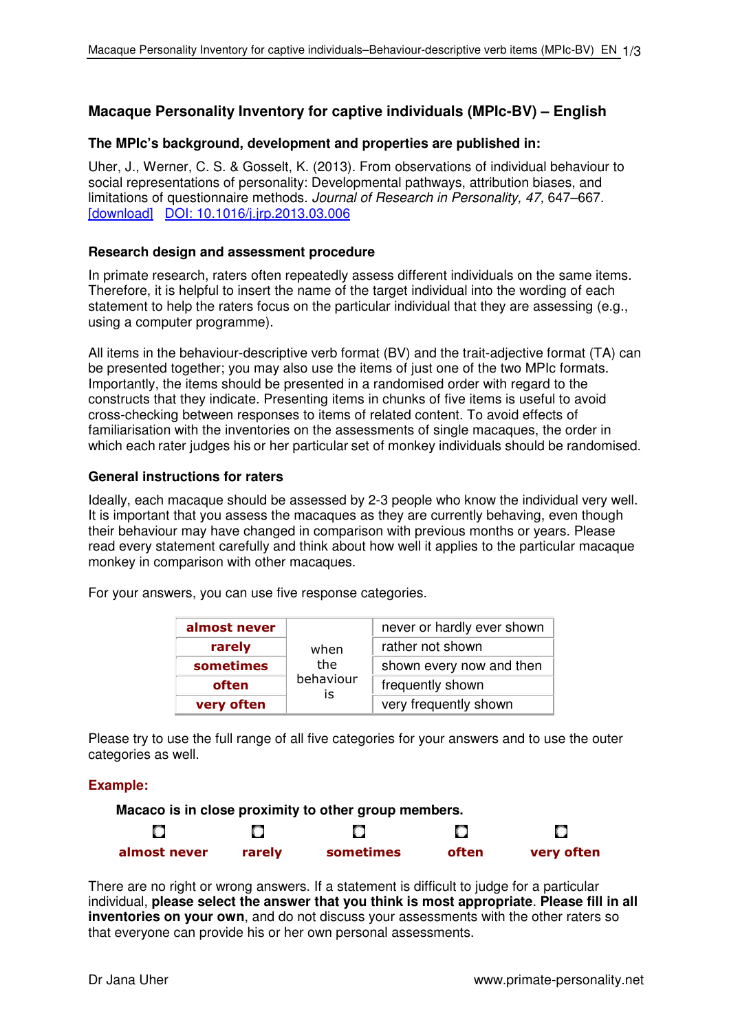## Macaque Personality Inventory for captive individuals (MPIc-BV) – English

### The MPIc's background, development and properties are published in:

Uher, J., Werner, C. S. & Gosselt, K. (2013). From observations of individual behaviour to social representations of personality: Developmental pathways, attribution biases, and limitations of questionnaire methods. *Journal of Research in Personality, 47,* 647–667. [download] DOI: 10.1016/j.jrp.2013.03.006

### Research design and assessment procedure

In primate research, raters often repeatedly assess different individuals on the same items. Therefore, it is helpful to insert the name of the target individual into the wording of each statement to help the raters focus on the particular individual that they are assessing (e.g., using a computer programme).

All items in the behaviour-descriptive verb format (BV) and the trait-adjective format (TA) can be presented together; you may also use the items of just one of the two MPIc formats. Importantly, the items should be presented in a randomised order with regard to the constructs that they indicate. Presenting items in chunks of five items is useful to avoid cross-checking between responses to items of related content. To avoid effects of familiarisation with the inventories on the assessments of single macaques, the order in which each rater judges his or her particular set of monkey individuals should be randomised.

### General instructions for raters

Ideally, each macaque should be assessed by 2-3 people who know the individual very well. It is important that you assess the macaques as they are currently behaving, even though their behaviour may have changed in comparison with previous months or years. Please read every statement carefully and think about how well it applies to the particular macaque monkey in comparison with other macaques.

For your answers, you can use five response categories.

| | | |
|---|---|---|
| **almost never** | when the behaviour is | never or hardly ever shown |
| **rarely** | | rather not shown |
| **sometimes** | | shown every now and then |
| **often** | | frequently shown |
| **very often** | | very frequently shown |

Please try to use the full range of all five categories for your answers and to use the outer categories as well.

**Example:**

**Macaco is in close proximity to other group members.**

| ○ | ○ | ○ | ○ | ○ |
|---|---|---|---|---|
| **almost never** | **rarely** | **sometimes** | **often** | **very often** |

There are no right or wrong answers. If a statement is difficult to judge for a particular individual, **please select the answer that you think is most appropriate**. **Please fill in all inventories on your own**, and do not discuss your assessments with the other raters so that everyone can provide his or her own personal assessments.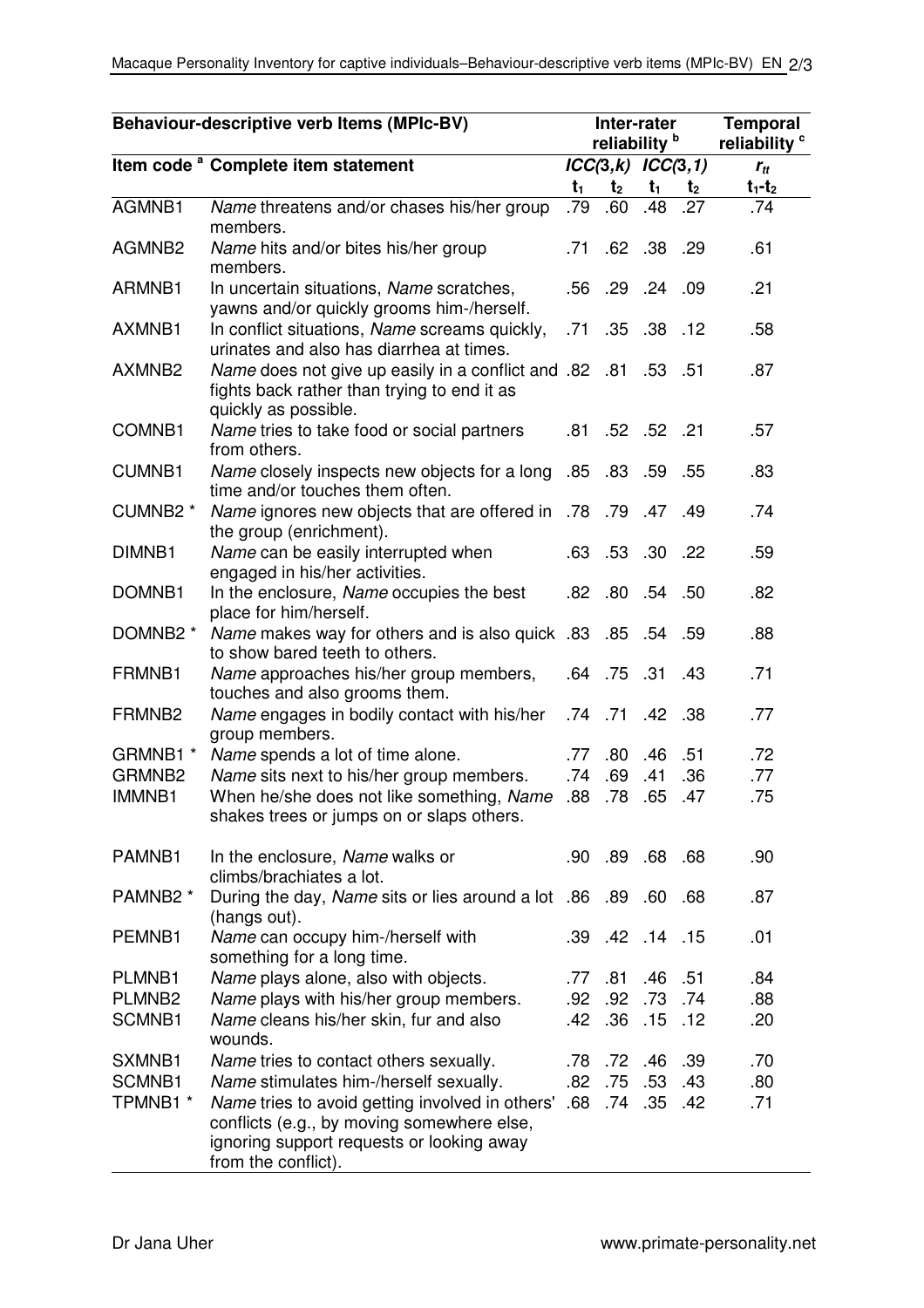| Behaviour-descriptive verb Items (MPIc-BV) | | Inter-rater reliability [b] | | | | Temporal reliability [c] |
|---|---|---|---|---|---|---|
| Item code [a] | Complete item statement | *ICC*(3,*k*) | | *ICC*(3,1) | | $r_{tt}$ |
| | | $t_1$ | $t_2$ | $t_1$ | $t_2$ | $t_1$-$t_2$ |
| AGMNB1 | *Name* threatens and/or chases his/her group members. | .79 | .60 | .48 | .27 | .74 |
| AGMNB2 | *Name* hits and/or bites his/her group members. | .71 | .62 | .38 | .29 | .61 |
| ARMNB1 | In uncertain situations, *Name* scratches, yawns and/or quickly grooms him-/herself. | .56 | .29 | .24 | .09 | .21 |
| AXMNB1 | In conflict situations, *Name* screams quickly, urinates and also has diarrhea at times. | .71 | .35 | .38 | .12 | .58 |
| AXMNB2 | *Name* does not give up easily in a conflict and fights back rather than trying to end it as quickly as possible. | .82 | .81 | .53 | .51 | .87 |
| COMNB1 | *Name* tries to take food or social partners from others. | .81 | .52 | .52 | .21 | .57 |
| CUMNB1 | *Name* closely inspects new objects for a long time and/or touches them often. | .85 | .83 | .59 | .55 | .83 |
| CUMNB2 * | *Name* ignores new objects that are offered in the group (enrichment). | .78 | .79 | .47 | .49 | .74 |
| DIMNB1 | *Name* can be easily interrupted when engaged in his/her activities. | .63 | .53 | .30 | .22 | .59 |
| DOMNB1 | In the enclosure, *Name* occupies the best place for him/herself. | .82 | .80 | .54 | .50 | .82 |
| DOMNB2 * | *Name* makes way for others and is also quick to show bared teeth to others. | .83 | .85 | .54 | .59 | .88 |
| FRMNB1 | *Name* approaches his/her group members, touches and also grooms them. | .64 | .75 | .31 | .43 | .71 |
| FRMNB2 | *Name* engages in bodily contact with his/her group members. | .74 | .71 | .42 | .38 | .77 |
| GRMNB1 * | *Name* spends a lot of time alone. | .77 | .80 | .46 | .51 | .72 |
| GRMNB2 | *Name* sits next to his/her group members. | .74 | .69 | .41 | .36 | .77 |
| IMMNB1 | When he/she does not like something, *Name* shakes trees or jumps on or slaps others. | .88 | .78 | .65 | .47 | .75 |
| PAMNB1 | In the enclosure, *Name* walks or climbs/brachiates a lot. | .90 | .89 | .68 | .68 | .90 |
| PAMNB2 * | During the day, *Name* sits or lies around a lot (hangs out). | .86 | .89 | .60 | .68 | .87 |
| PEMNB1 | *Name* can occupy him-/herself with something for a long time. | .39 | .42 | .14 | .15 | .01 |
| PLMNB1 | *Name* plays alone, also with objects. | .77 | .81 | .46 | .51 | .84 |
| PLMNB2 | *Name* plays with his/her group members. | .92 | .92 | .73 | .74 | .88 |
| SCMNB1 | *Name* cleans his/her skin, fur and also wounds. | .42 | .36 | .15 | .12 | .20 |
| SXMNB1 | *Name* tries to contact others sexually. | .78 | .72 | .46 | .39 | .70 |
| SCMNB1 | *Name* stimulates him-/herself sexually. | .82 | .75 | .53 | .43 | .80 |
| TPMNB1 * | *Name* tries to avoid getting involved in others' conflicts (e.g., by moving somewhere else, ignoring support requests or looking away from the conflict). | .68 | .74 | .35 | .42 | .71 |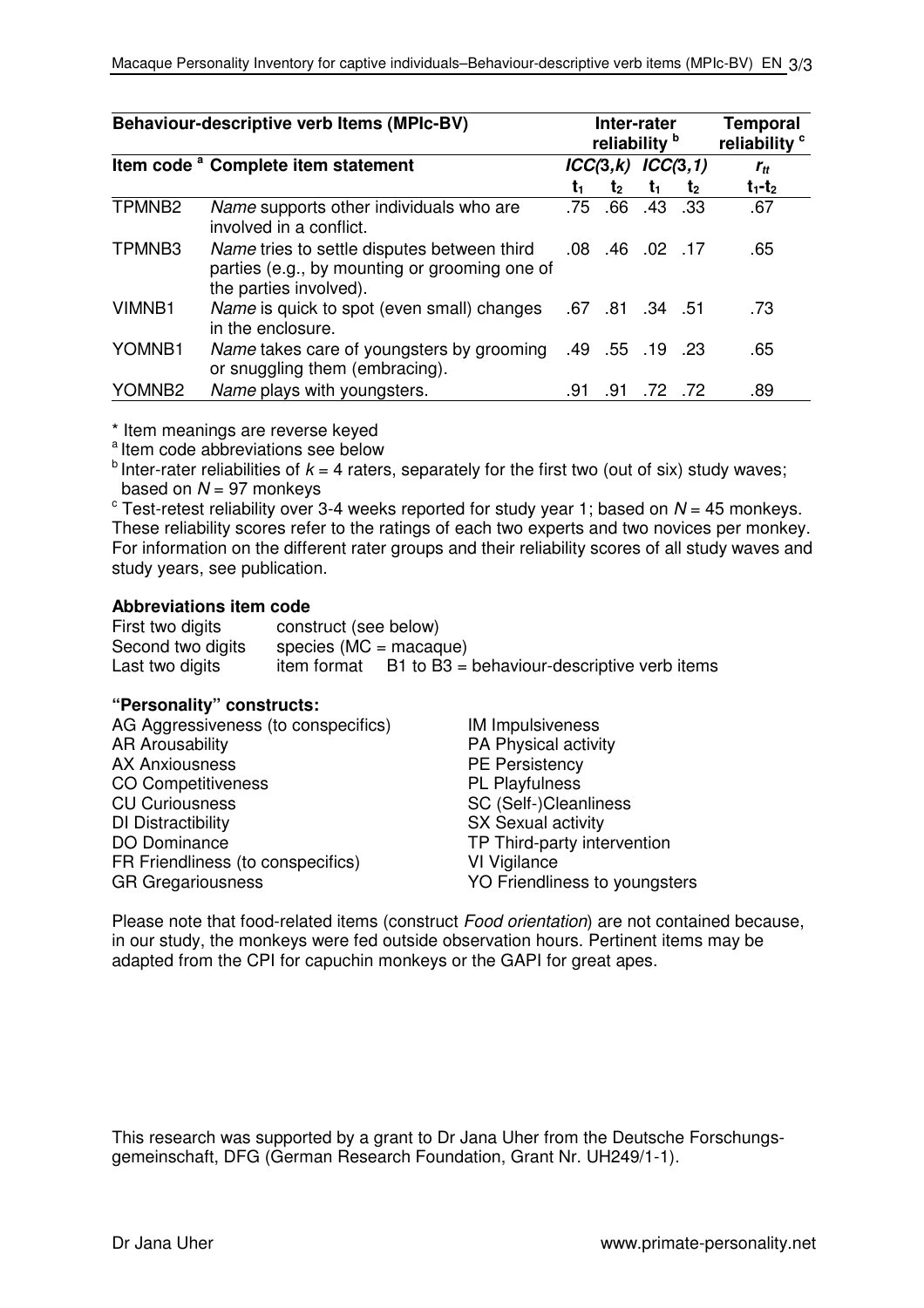| Behaviour-descriptive verb Items (MPIc-BV) | | Inter-rater reliability [b] | | | | Temporal reliability [c] |
|---|---|---|---|---|---|---|
| Item code [a] | Complete item statement | $ICC(3,k)$ | | $ICC(3,1)$ | | $r_{tt}$ |
| | | $t_1$ | $t_2$ | $t_1$ | $t_2$ | $t_1$-$t_2$ |
| TPMNB2 | *Name* supports other individuals who are involved in a conflict. | .75 | .66 | .43 | .33 | .67 |
| TPMNB3 | *Name* tries to settle disputes between third parties (e.g., by mounting or grooming one of the parties involved). | .08 | .46 | .02 | .17 | .65 |
| VIMNB1 | *Name* is quick to spot (even small) changes in the enclosure. | .67 | .81 | .34 | .51 | .73 |
| YOMNB1 | *Name* takes care of youngsters by grooming or snuggling them (embracing). | .49 | .55 | .19 | .23 | .65 |
| YOMNB2 | *Name* plays with youngsters. | .91 | .91 | .72 | .72 | .89 |

* Item meanings are reverse keyed

[a] Item code abbreviations see below

[b] Inter-rater reliabilities of $k = 4$ raters, separately for the first two (out of six) study waves; based on $N = 97$ monkeys

[c] Test-retest reliability over 3-4 weeks reported for study year 1; based on $N = 45$ monkeys. These reliability scores refer to the ratings of each two experts and two novices per monkey. For information on the different rater groups and their reliability scores of all study waves and study years, see publication.

**Abbreviations item code**

| | | |
|---|---|---|
| First two digits | construct (see below) | |
| Second two digits | species (MC = macaque) | |
| Last two digits | item format | B1 to B3 = behaviour-descriptive verb items |

**"Personality" constructs:**

AG Aggressiveness (to conspecifics)
AR Arousability
AX Anxiousness
CO Competitiveness
CU Curiousness
DI Distractibility
DO Dominance
FR Friendliness (to conspecifics)
GR Gregariousness
IM Impulsiveness
PA Physical activity
PE Persistency
PL Playfulness
SC (Self-)Cleanliness
SX Sexual activity
TP Third-party intervention
VI Vigilance
YO Friendliness to youngsters

Please note that food-related items (construct *Food orientation*) are not contained because, in our study, the monkeys were fed outside observation hours. Pertinent items may be adapted from the CPI for capuchin monkeys or the GAPI for great apes.

This research was supported by a grant to Dr Jana Uher from the Deutsche Forschungsgemeinschaft, DFG (German Research Foundation, Grant Nr. UH249/1-1).